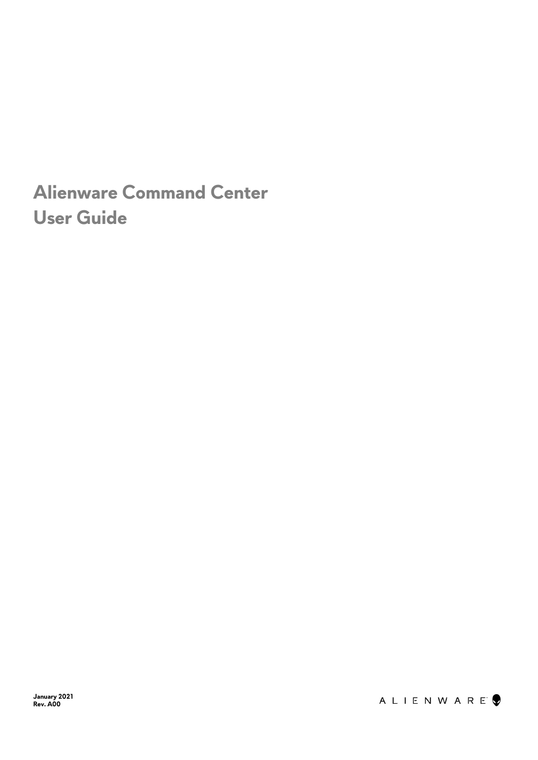# Alienware Command Center User Guide

**January 2021**
**Rev. A00**

ALIENWARE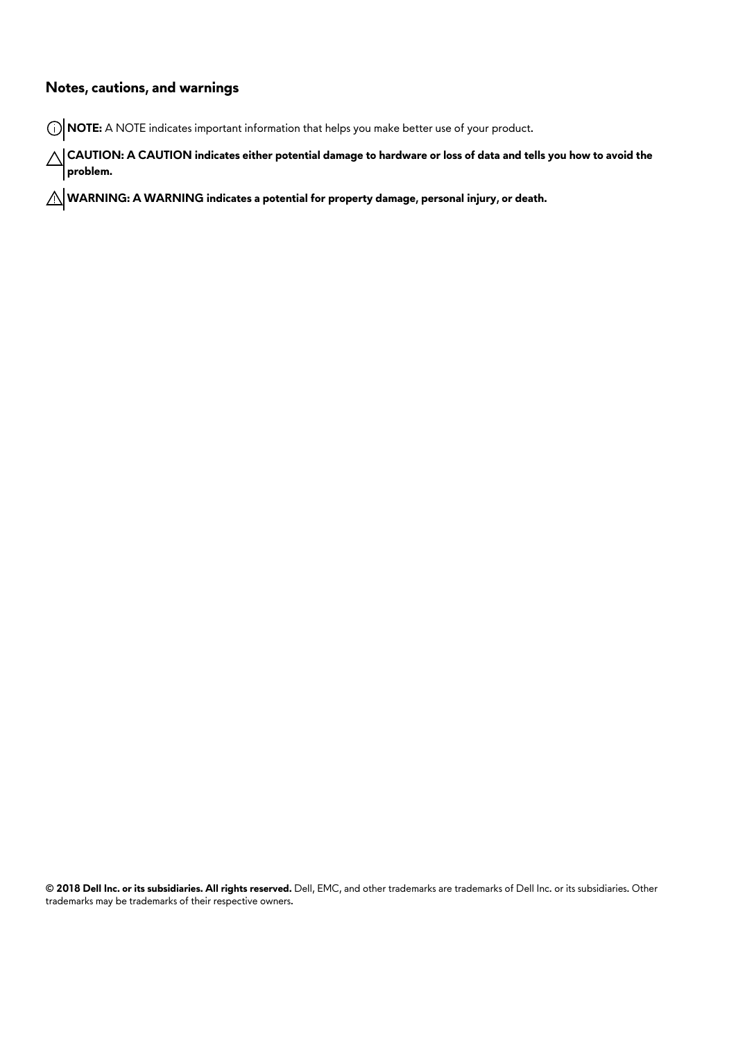## Notes, cautions, and warnings

**NOTE:** A NOTE indicates important information that helps you make better use of your product.

**CAUTION: A CAUTION indicates either potential damage to hardware or loss of data and tells you how to avoid the problem.**

**WARNING: A WARNING indicates a potential for property damage, personal injury, or death.**

**© 2018 Dell Inc. or its subsidiaries. All rights reserved.** Dell, EMC, and other trademarks are trademarks of Dell Inc. or its subsidiaries. Other trademarks may be trademarks of their respective owners.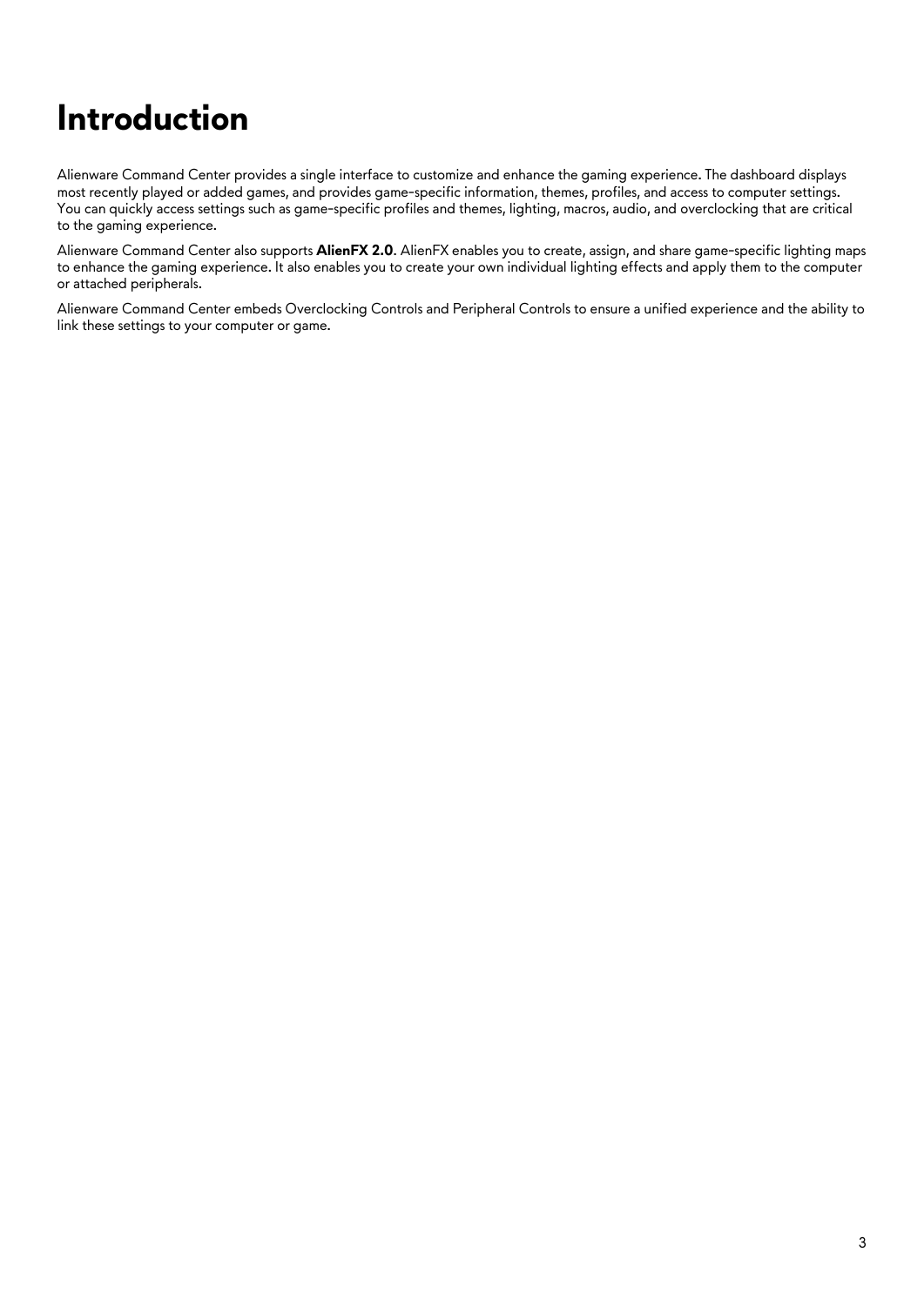# Introduction

Alienware Command Center provides a single interface to customize and enhance the gaming experience. The dashboard displays most recently played or added games, and provides game-specific information, themes, profiles, and access to computer settings. You can quickly access settings such as game-specific profiles and themes, lighting, macros, audio, and overclocking that are critical to the gaming experience.

Alienware Command Center also supports **AlienFX 2.0**. AlienFX enables you to create, assign, and share game-specific lighting maps to enhance the gaming experience. It also enables you to create your own individual lighting effects and apply them to the computer or attached peripherals.

Alienware Command Center embeds Overclocking Controls and Peripheral Controls to ensure a unified experience and the ability to link these settings to your computer or game.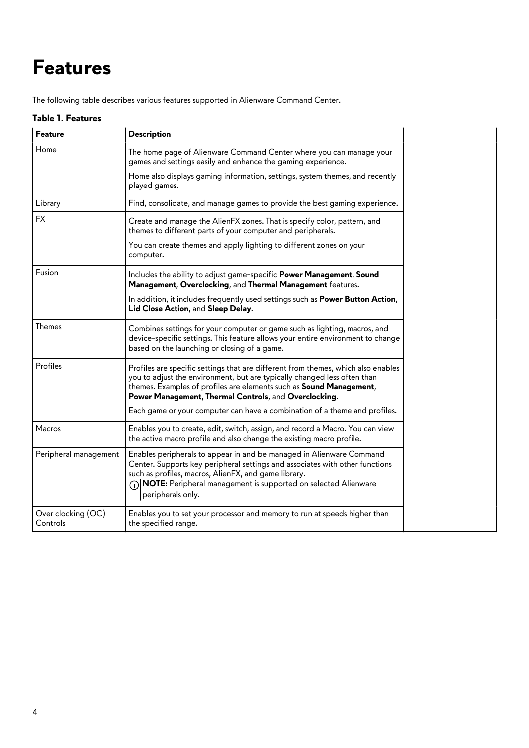# Features

The following table describes various features supported in Alienware Command Center.

**Table 1. Features**

| Feature | Description |
| --- | --- |
| Home | The home page of Alienware Command Center where you can manage your games and settings easily and enhance the gaming experience.<br><br>Home also displays gaming information, settings, system themes, and recently played games. |
| Library | Find, consolidate, and manage games to provide the best gaming experience. |
| FX | Create and manage the AlienFX zones. That is specify color, pattern, and themes to different parts of your computer and peripherals.<br><br>You can create themes and apply lighting to different zones on your computer. |
| Fusion | Includes the ability to adjust game-specific **Power Management**, **Sound Management**, **Overclocking**, and **Thermal Management** features.<br><br>In addition, it includes frequently used settings such as **Power Button Action**, **Lid Close Action**, and **Sleep Delay**. |
| Themes | Combines settings for your computer or game such as lighting, macros, and device-specific settings. This feature allows your entire environment to change based on the launching or closing of a game. |
| Profiles | Profiles are specific settings that are different from themes, which also enables you to adjust the environment, but are typically changed less often than themes. Examples of profiles are elements such as **Sound Management**, **Power Management**, **Thermal Controls**, and **Overclocking**.<br><br>Each game or your computer can have a combination of a theme and profiles. |
| Macros | Enables you to create, edit, switch, assign, and record a Macro. You can view the active macro profile and also change the existing macro profile. |
| Peripheral management | Enables peripherals to appear in and be managed in Alienware Command Center. Supports key peripheral settings and associates with other functions such as profiles, macros, AlienFX, and game library.<br><br>**NOTE:** Peripheral management is supported on selected Alienware peripherals only. |
| Over clocking (OC) Controls | Enables you to set your processor and memory to run at speeds higher than the specified range. |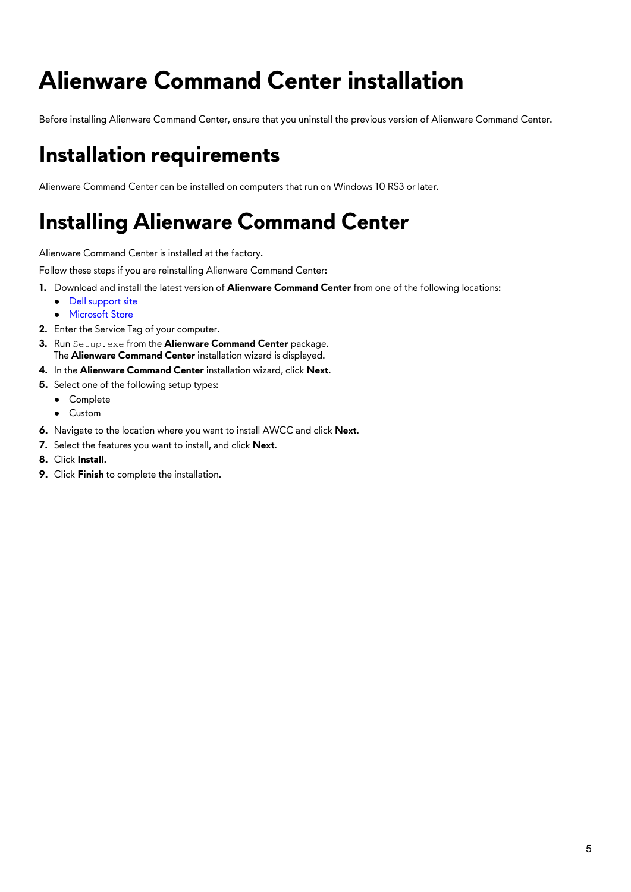# Alienware Command Center installation

Before installing Alienware Command Center, ensure that you uninstall the previous version of Alienware Command Center.

## Installation requirements

Alienware Command Center can be installed on computers that run on Windows 10 RS3 or later.

## Installing Alienware Command Center

Alienware Command Center is installed at the factory.

Follow these steps if you are reinstalling Alienware Command Center:

1. Download and install the latest version of **Alienware Command Center** from one of the following locations:
   - Dell support site
   - Microsoft Store
2. Enter the Service Tag of your computer.
3. Run `Setup.exe` from the **Alienware Command Center** package.
   The **Alienware Command Center** installation wizard is displayed.
4. In the **Alienware Command Center** installation wizard, click **Next**.
5. Select one of the following setup types:
   - Complete
   - Custom
6. Navigate to the location where you want to install AWCC and click **Next**.
7. Select the features you want to install, and click **Next**.
8. Click **Install**.
9. Click **Finish** to complete the installation.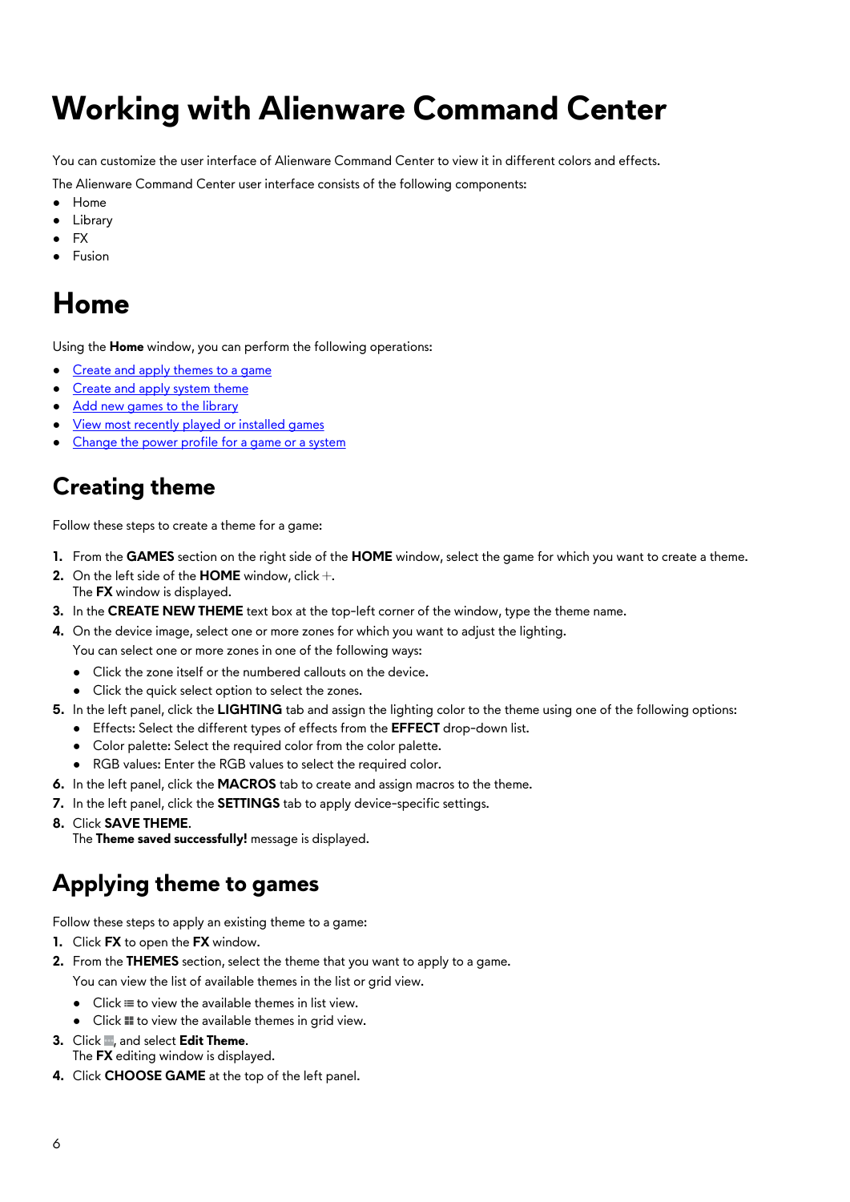# Working with Alienware Command Center

You can customize the user interface of Alienware Command Center to view it in different colors and effects.

The Alienware Command Center user interface consists of the following components:

- Home
- Library
- FX
- Fusion

# Home

Using the **Home** window, you can perform the following operations:

- Create and apply themes to a game
- Create and apply system theme
- Add new games to the library
- View most recently played or installed games
- Change the power profile for a game or a system

## Creating theme

Follow these steps to create a theme for a game:

1. From the **GAMES** section on the right side of the **HOME** window, select the game for which you want to create a theme.
2. On the left side of the **HOME** window, click +.
   The **FX** window is displayed.
3. In the **CREATE NEW THEME** text box at the top-left corner of the window, type the theme name.
4. On the device image, select one or more zones for which you want to adjust the lighting.
   You can select one or more zones in one of the following ways:
   - Click the zone itself or the numbered callouts on the device.
   - Click the quick select option to select the zones.
5. In the left panel, click the **LIGHTING** tab and assign the lighting color to the theme using one of the following options:
   - Effects: Select the different types of effects from the **EFFECT** drop-down list.
   - Color palette: Select the required color from the color palette.
   - RGB values: Enter the RGB values to select the required color.
6. In the left panel, click the **MACROS** tab to create and assign macros to the theme.
7. In the left panel, click the **SETTINGS** tab to apply device-specific settings.
8. Click **SAVE THEME**.
   The **Theme saved successfully!** message is displayed.

## Applying theme to games

Follow these steps to apply an existing theme to a game:

1. Click **FX** to open the **FX** window.
2. From the **THEMES** section, select the theme that you want to apply to a game.
   You can view the list of available themes in the list or grid view.
   - Click ≡ to view the available themes in list view.
   - Click ▦ to view the available themes in grid view.
3. Click ..., and select **Edit Theme**.
   The **FX** editing window is displayed.
4. Click **CHOOSE GAME** at the top of the left panel.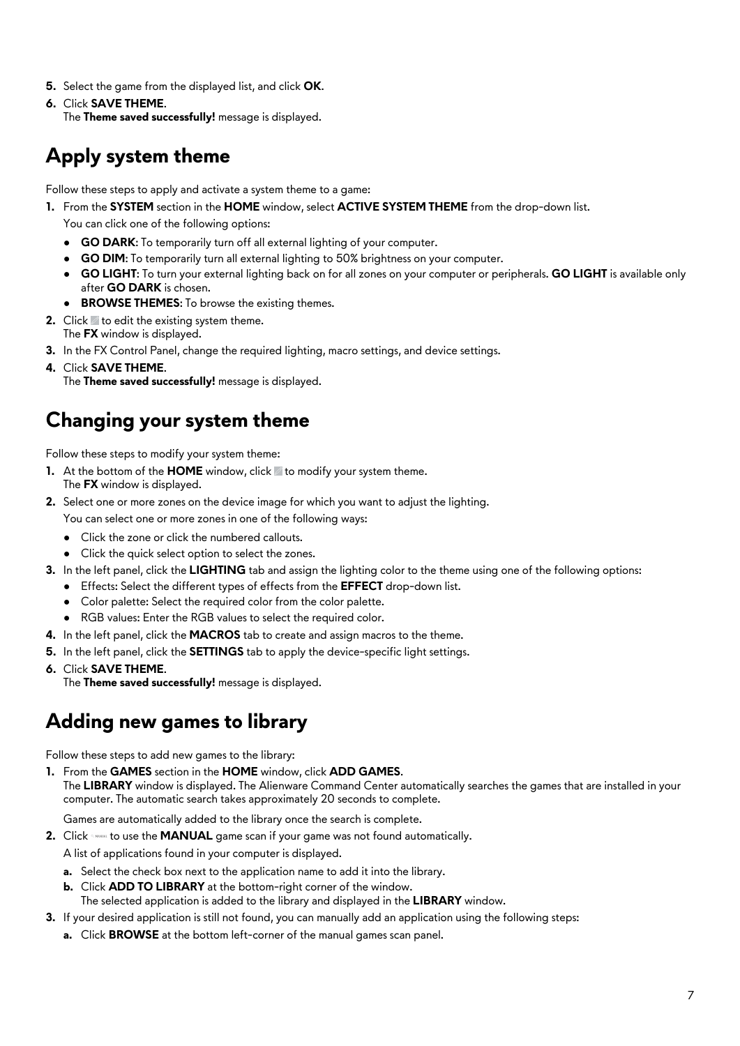5. Select the game from the displayed list, and click **OK**.
6. Click **SAVE THEME**.
   The **Theme saved successfully!** message is displayed.

## Apply system theme

Follow these steps to apply and activate a system theme to a game:

1. From the **SYSTEM** section in the **HOME** window, select **ACTIVE SYSTEM THEME** from the drop-down list.
   You can click one of the following options:
   - **GO DARK**: To temporarily turn off all external lighting of your computer.
   - **GO DIM**: To temporarily turn all external lighting to 50% brightness on your computer.
   - **GO LIGHT**: To turn your external lighting back on for all zones on your computer or peripherals. **GO LIGHT** is available only after **GO DARK** is chosen.
   - **BROWSE THEMES**: To browse the existing themes.
2. Click to edit the existing system theme.
   The **FX** window is displayed.
3. In the FX Control Panel, change the required lighting, macro settings, and device settings.
4. Click **SAVE THEME**.
   The **Theme saved successfully!** message is displayed.

## Changing your system theme

Follow these steps to modify your system theme:

1. At the bottom of the **HOME** window, click to modify your system theme.
   The **FX** window is displayed.
2. Select one or more zones on the device image for which you want to adjust the lighting.
   You can select one or more zones in one of the following ways:
   - Click the zone or click the numbered callouts.
   - Click the quick select option to select the zones.
3. In the left panel, click the **LIGHTING** tab and assign the lighting color to the theme using one of the following options:
   - Effects: Select the different types of effects from the **EFFECT** drop-down list.
   - Color palette: Select the required color from the color palette.
   - RGB values: Enter the RGB values to select the required color.
4. In the left panel, click the **MACROS** tab to create and assign macros to the theme.
5. In the left panel, click the **SETTINGS** tab to apply the device-specific light settings.
6. Click **SAVE THEME**.
   The **Theme saved successfully!** message is displayed.

## Adding new games to library

Follow these steps to add new games to the library:

1. From the **GAMES** section in the **HOME** window, click **ADD GAMES**.
   The **LIBRARY** window is displayed. The Alienware Command Center automatically searches the games that are installed in your computer. The automatic search takes approximately 20 seconds to complete.
   Games are automatically added to the library once the search is complete.
2. Click to use the **MANUAL** game scan if your game was not found automatically.
   A list of applications found in your computer is displayed.
   a. Select the check box next to the application name to add it into the library.
   b. Click **ADD TO LIBRARY** at the bottom-right corner of the window.
      The selected application is added to the library and displayed in the **LIBRARY** window.
3. If your desired application is still not found, you can manually add an application using the following steps:
   a. Click **BROWSE** at the bottom left-corner of the manual games scan panel.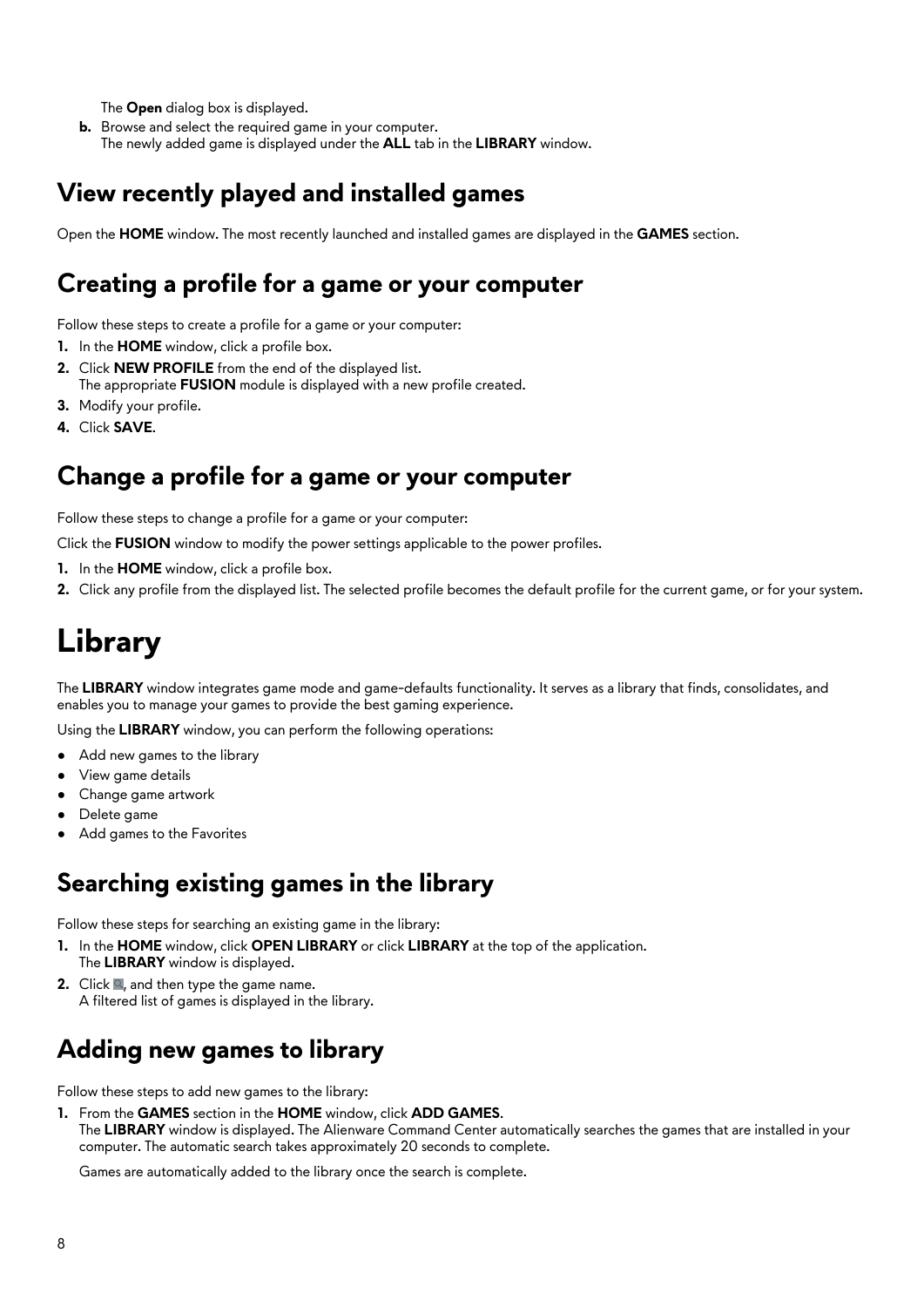The **Open** dialog box is displayed.

**b.** Browse and select the required game in your computer.
The newly added game is displayed under the **ALL** tab in the **LIBRARY** window.

## View recently played and installed games

Open the **HOME** window. The most recently launched and installed games are displayed in the **GAMES** section.

## Creating a profile for a game or your computer

Follow these steps to create a profile for a game or your computer:

1. In the **HOME** window, click a profile box.
2. Click **NEW PROFILE** from the end of the displayed list.
   The appropriate **FUSION** module is displayed with a new profile created.
3. Modify your profile.
4. Click **SAVE**.

## Change a profile for a game or your computer

Follow these steps to change a profile for a game or your computer:

Click the **FUSION** window to modify the power settings applicable to the power profiles.

1. In the **HOME** window, click a profile box.
2. Click any profile from the displayed list. The selected profile becomes the default profile for the current game, or for your system.

# Library

The **LIBRARY** window integrates game mode and game-defaults functionality. It serves as a library that finds, consolidates, and enables you to manage your games to provide the best gaming experience.

Using the **LIBRARY** window, you can perform the following operations:

- Add new games to the library
- View game details
- Change game artwork
- Delete game
- Add games to the Favorites

## Searching existing games in the library

Follow these steps for searching an existing game in the library:

1. In the **HOME** window, click **OPEN LIBRARY** or click **LIBRARY** at the top of the application.
   The **LIBRARY** window is displayed.
2. Click , and then type the game name.
   A filtered list of games is displayed in the library.

## Adding new games to library

Follow these steps to add new games to the library:

1. From the **GAMES** section in the **HOME** window, click **ADD GAMES**.
   The **LIBRARY** window is displayed. The Alienware Command Center automatically searches the games that are installed in your computer. The automatic search takes approximately 20 seconds to complete.

   Games are automatically added to the library once the search is complete.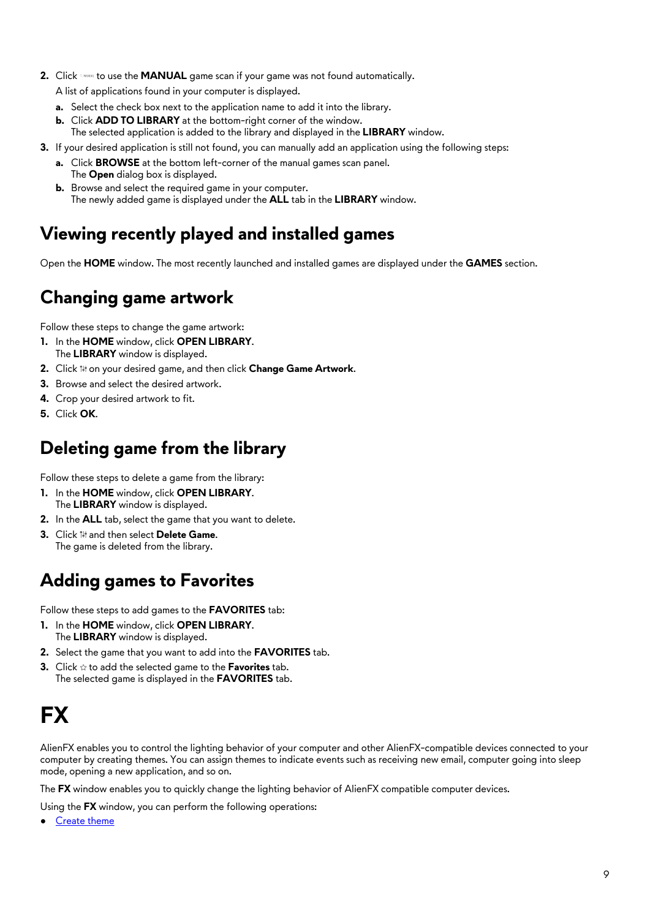2. Click MANUAL to use the **MANUAL** game scan if your game was not found automatically.

   A list of applications found in your computer is displayed.

   a. Select the check box next to the application name to add it into the library.
   b. Click **ADD TO LIBRARY** at the bottom-right corner of the window.
      The selected application is added to the library and displayed in the **LIBRARY** window.

3. If your desired application is still not found, you can manually add an application using the following steps:

   a. Click **BROWSE** at the bottom left-corner of the manual games scan panel.
      The **Open** dialog box is displayed.
   b. Browse and select the required game in your computer.
      The newly added game is displayed under the **ALL** tab in the **LIBRARY** window.

## Viewing recently played and installed games

Open the **HOME** window. The most recently launched and installed games are displayed under the **GAMES** section.

## Changing game artwork

Follow these steps to change the game artwork:

1. In the **HOME** window, click **OPEN LIBRARY**.
   The **LIBRARY** window is displayed.
2. Click on your desired game, and then click **Change Game Artwork**.
3. Browse and select the desired artwork.
4. Crop your desired artwork to fit.
5. Click **OK**.

## Deleting game from the library

Follow these steps to delete a game from the library:

1. In the **HOME** window, click **OPEN LIBRARY**.
   The **LIBRARY** window is displayed.
2. In the **ALL** tab, select the game that you want to delete.
3. Click and then select **Delete Game**.
   The game is deleted from the library.

## Adding games to Favorites

Follow these steps to add games to the **FAVORITES** tab:

1. In the **HOME** window, click **OPEN LIBRARY**.
   The **LIBRARY** window is displayed.
2. Select the game that you want to add into the **FAVORITES** tab.
3. Click ☆ to add the selected game to the **Favorites** tab.
   The selected game is displayed in the **FAVORITES** tab.

# FX

AlienFX enables you to control the lighting behavior of your computer and other AlienFX-compatible devices connected to your computer by creating themes. You can assign themes to indicate events such as receiving new email, computer going into sleep mode, opening a new application, and so on.

The **FX** window enables you to quickly change the lighting behavior of AlienFX compatible computer devices.

Using the **FX** window, you can perform the following operations:

- Create theme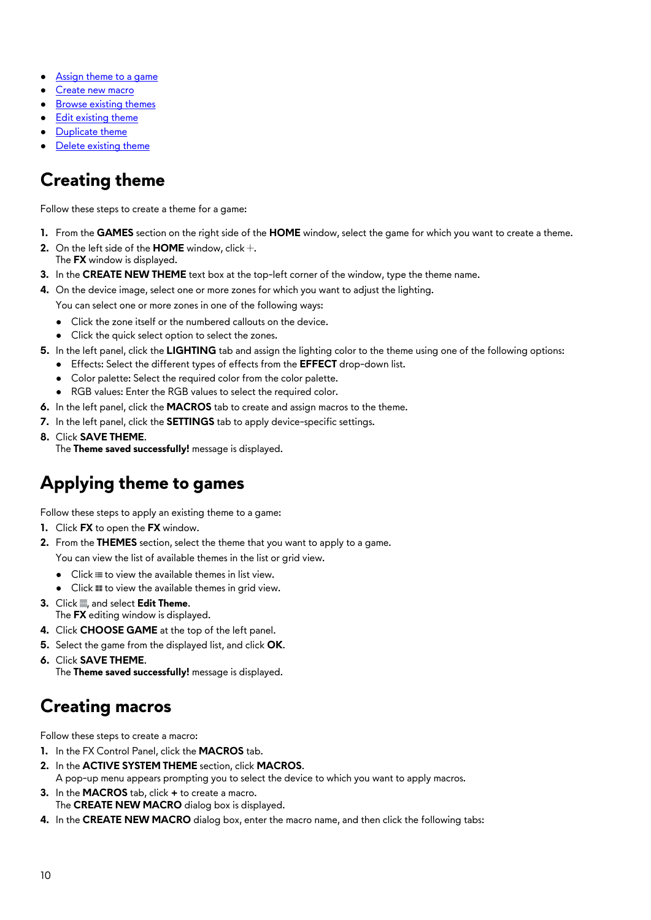- Assign theme to a game
- Create new macro
- Browse existing themes
- Edit existing theme
- Duplicate theme
- Delete existing theme

## Creating theme

Follow these steps to create a theme for a game:

1. From the **GAMES** section on the right side of the **HOME** window, select the game for which you want to create a theme.
2. On the left side of the **HOME** window, click +.
   The **FX** window is displayed.
3. In the **CREATE NEW THEME** text box at the top-left corner of the window, type the theme name.
4. On the device image, select one or more zones for which you want to adjust the lighting.
   You can select one or more zones in one of the following ways:
   - Click the zone itself or the numbered callouts on the device.
   - Click the quick select option to select the zones.
5. In the left panel, click the **LIGHTING** tab and assign the lighting color to the theme using one of the following options:
   - Effects: Select the different types of effects from the **EFFECT** drop-down list.
   - Color palette: Select the required color from the color palette.
   - RGB values: Enter the RGB values to select the required color.
6. In the left panel, click the **MACROS** tab to create and assign macros to the theme.
7. In the left panel, click the **SETTINGS** tab to apply device-specific settings.
8. Click **SAVE THEME**.
   The **Theme saved successfully!** message is displayed.

## Applying theme to games

Follow these steps to apply an existing theme to a game:

1. Click **FX** to open the **FX** window.
2. From the **THEMES** section, select the theme that you want to apply to a game.
   You can view the list of available themes in the list or grid view.
   - Click ≡ to view the available themes in list view.
   - Click ▦ to view the available themes in grid view.
3. Click ⋯, and select **Edit Theme**.
   The **FX** editing window is displayed.
4. Click **CHOOSE GAME** at the top of the left panel.
5. Select the game from the displayed list, and click **OK**.
6. Click **SAVE THEME**.
   The **Theme saved successfully!** message is displayed.

## Creating macros

Follow these steps to create a macro:

1. In the FX Control Panel, click the **MACROS** tab.
2. In the **ACTIVE SYSTEM THEME** section, click **MACROS**.
   A pop-up menu appears prompting you to select the device to which you want to apply macros.
3. In the **MACROS** tab, click **+** to create a macro.
   The **CREATE NEW MACRO** dialog box is displayed.
4. In the **CREATE NEW MACRO** dialog box, enter the macro name, and then click the following tabs: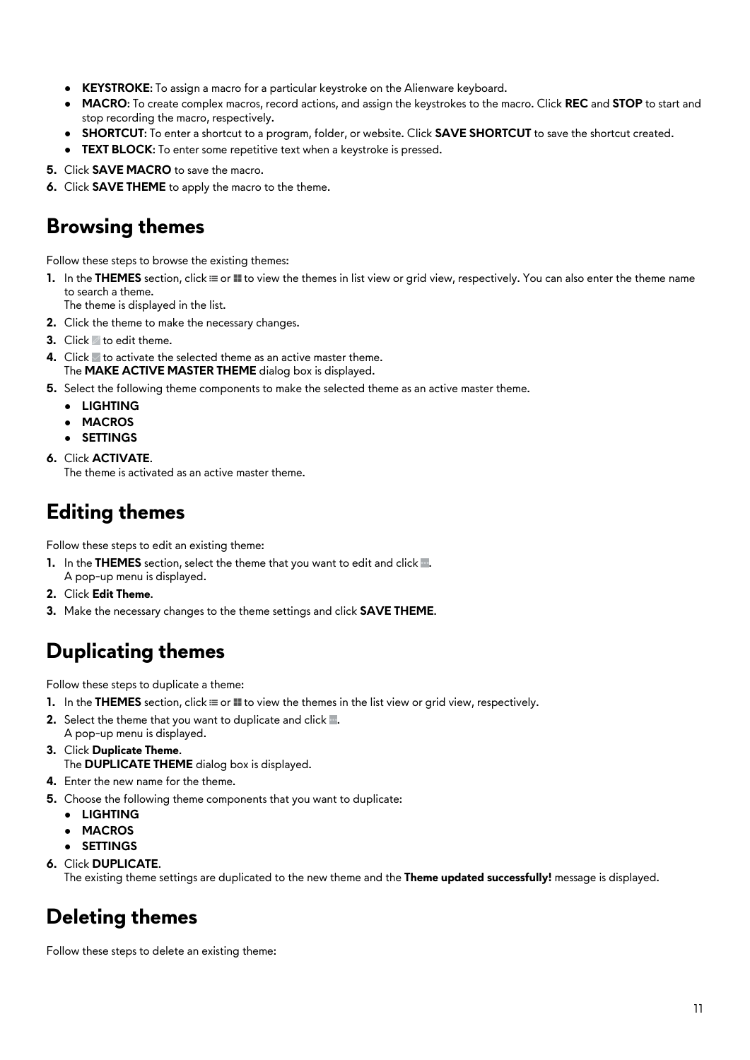- **KEYSTROKE**: To assign a macro for a particular keystroke on the Alienware keyboard.
- **MACRO**: To create complex macros, record actions, and assign the keystrokes to the macro. Click **REC** and **STOP** to start and stop recording the macro, respectively.
- **SHORTCUT**: To enter a shortcut to a program, folder, or website. Click **SAVE SHORTCUT** to save the shortcut created.
- **TEXT BLOCK**: To enter some repetitive text when a keystroke is pressed.

5. Click **SAVE MACRO** to save the macro.
6. Click **SAVE THEME** to apply the macro to the theme.

## Browsing themes

Follow these steps to browse the existing themes:

1. In the **THEMES** section, click ≡ or ▦ to view the themes in list view or grid view, respectively. You can also enter the theme name to search a theme.
   The theme is displayed in the list.
2. Click the theme to make the necessary changes.
3. Click to edit theme.
4. Click to activate the selected theme as an active master theme.
   The **MAKE ACTIVE MASTER THEME** dialog box is displayed.
5. Select the following theme components to make the selected theme as an active master theme.
   - **LIGHTING**
   - **MACROS**
   - **SETTINGS**
6. Click **ACTIVATE**.
   The theme is activated as an active master theme.

## Editing themes

Follow these steps to edit an existing theme:

1. In the **THEMES** section, select the theme that you want to edit and click .
   A pop-up menu is displayed.
2. Click **Edit Theme**.
3. Make the necessary changes to the theme settings and click **SAVE THEME**.

## Duplicating themes

Follow these steps to duplicate a theme:

1. In the **THEMES** section, click ≡ or ▦ to view the themes in the list view or grid view, respectively.
2. Select the theme that you want to duplicate and click .
   A pop-up menu is displayed.
3. Click **Duplicate Theme**.
   The **DUPLICATE THEME** dialog box is displayed.
4. Enter the new name for the theme.
5. Choose the following theme components that you want to duplicate:
   - **LIGHTING**
   - **MACROS**
   - **SETTINGS**
6. Click **DUPLICATE**.
   The existing theme settings are duplicated to the new theme and the **Theme updated successfully!** message is displayed.

## Deleting themes

Follow these steps to delete an existing theme: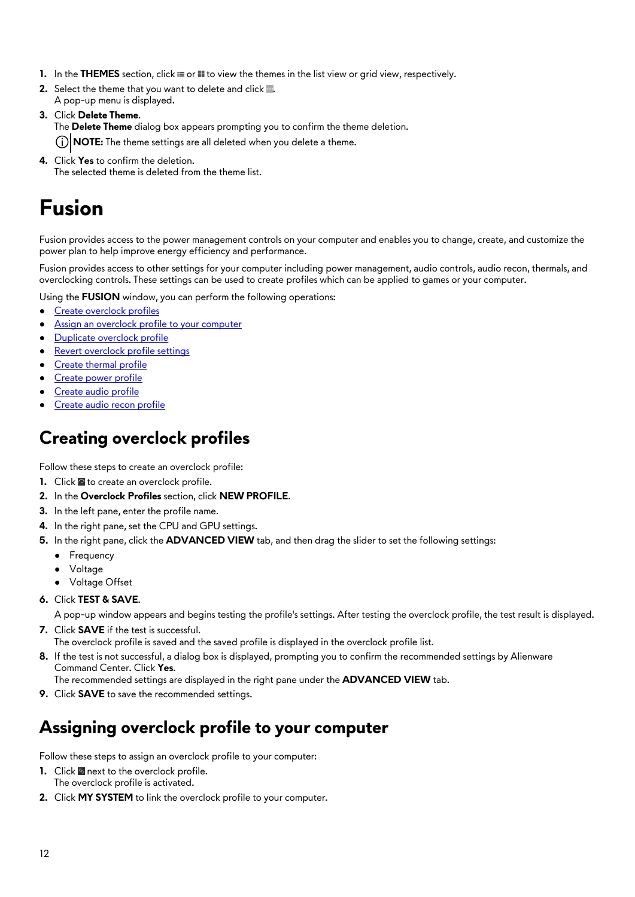1. In the **THEMES** section, click ☰ or ▦ to view the themes in the list view or grid view, respectively.
2. Select the theme that you want to delete and click ⋯.
   A pop-up menu is displayed.
3. Click **Delete Theme**.
   The **Delete Theme** dialog box appears prompting you to confirm the theme deletion.

   **NOTE:** The theme settings are all deleted when you delete a theme.
4. Click **Yes** to confirm the deletion.
   The selected theme is deleted from the theme list.

# Fusion

Fusion provides access to the power management controls on your computer and enables you to change, create, and customize the power plan to help improve energy efficiency and performance.

Fusion provides access to other settings for your computer including power management, audio controls, audio recon, thermals, and overclocking controls. These settings can be used to create profiles which can be applied to games or your computer.

Using the **FUSION** window, you can perform the following operations:

- Create overclock profiles
- Assign an overclock profile to your computer
- Duplicate overclock profile
- Revert overclock profile settings
- Create thermal profile
- Create power profile
- Create audio profile
- Create audio recon profile

## Creating overclock profiles

Follow these steps to create an overclock profile:

1. Click ▣ to create an overclock profile.
2. In the **Overclock Profiles** section, click **NEW PROFILE**.
3. In the left pane, enter the profile name.
4. In the right pane, set the CPU and GPU settings.
5. In the right pane, click the **ADVANCED VIEW** tab, and then drag the slider to set the following settings:
   - Frequency
   - Voltage
   - Voltage Offset
6. Click **TEST & SAVE**.

   A pop-up window appears and begins testing the profile's settings. After testing the overclock profile, the test result is displayed.
7. Click **SAVE** if the test is successful.
   The overclock profile is saved and the saved profile is displayed in the overclock profile list.
8. If the test is not successful, a dialog box is displayed, prompting you to confirm the recommended settings by Alienware Command Center. Click **Yes**.
   The recommended settings are displayed in the right pane under the **ADVANCED VIEW** tab.
9. Click **SAVE** to save the recommended settings.

## Assigning overclock profile to your computer

Follow these steps to assign an overclock profile to your computer:

1. Click ▣ next to the overclock profile.
   The overclock profile is activated.
2. Click **MY SYSTEM** to link the overclock profile to your computer.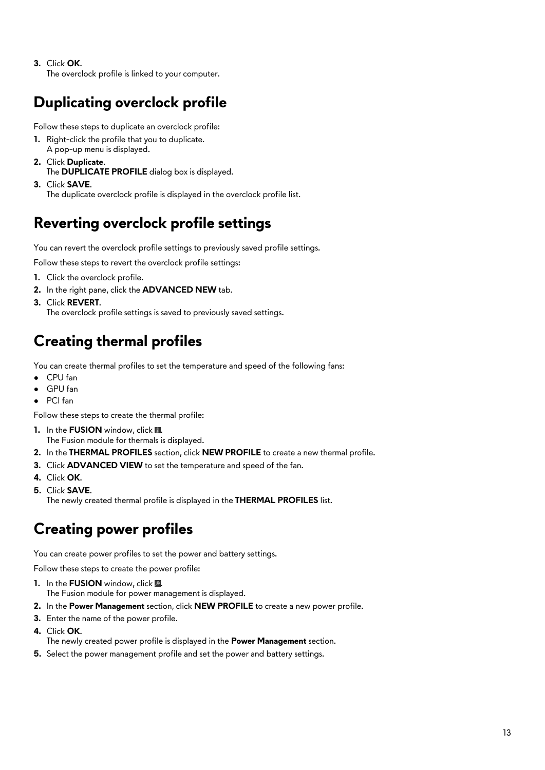3. Click **OK**.
   The overclock profile is linked to your computer.

## Duplicating overclock profile

Follow these steps to duplicate an overclock profile:

1. Right-click the profile that you to duplicate.
   A pop-up menu is displayed.
2. Click **Duplicate**.
   The **DUPLICATE PROFILE** dialog box is displayed.
3. Click **SAVE**.
   The duplicate overclock profile is displayed in the overclock profile list.

## Reverting overclock profile settings

You can revert the overclock profile settings to previously saved profile settings.

Follow these steps to revert the overclock profile settings:

1. Click the overclock profile.
2. In the right pane, click the **ADVANCED NEW** tab.
3. Click **REVERT**.
   The overclock profile settings is saved to previously saved settings.

## Creating thermal profiles

You can create thermal profiles to set the temperature and speed of the following fans:

- CPU fan
- GPU fan
- PCI fan

Follow these steps to create the thermal profile:

1. In the **FUSION** window, click .
   The Fusion module for thermals is displayed.
2. In the **THERMAL PROFILES** section, click **NEW PROFILE** to create a new thermal profile.
3. Click **ADVANCED VIEW** to set the temperature and speed of the fan.
4. Click **OK**.
5. Click **SAVE**.
   The newly created thermal profile is displayed in the **THERMAL PROFILES** list.

## Creating power profiles

You can create power profiles to set the power and battery settings.

Follow these steps to create the power profile:

1. In the **FUSION** window, click .
   The Fusion module for power management is displayed.
2. In the **Power Management** section, click **NEW PROFILE** to create a new power profile.
3. Enter the name of the power profile.
4. Click **OK**.
   The newly created power profile is displayed in the **Power Management** section.
5. Select the power management profile and set the power and battery settings.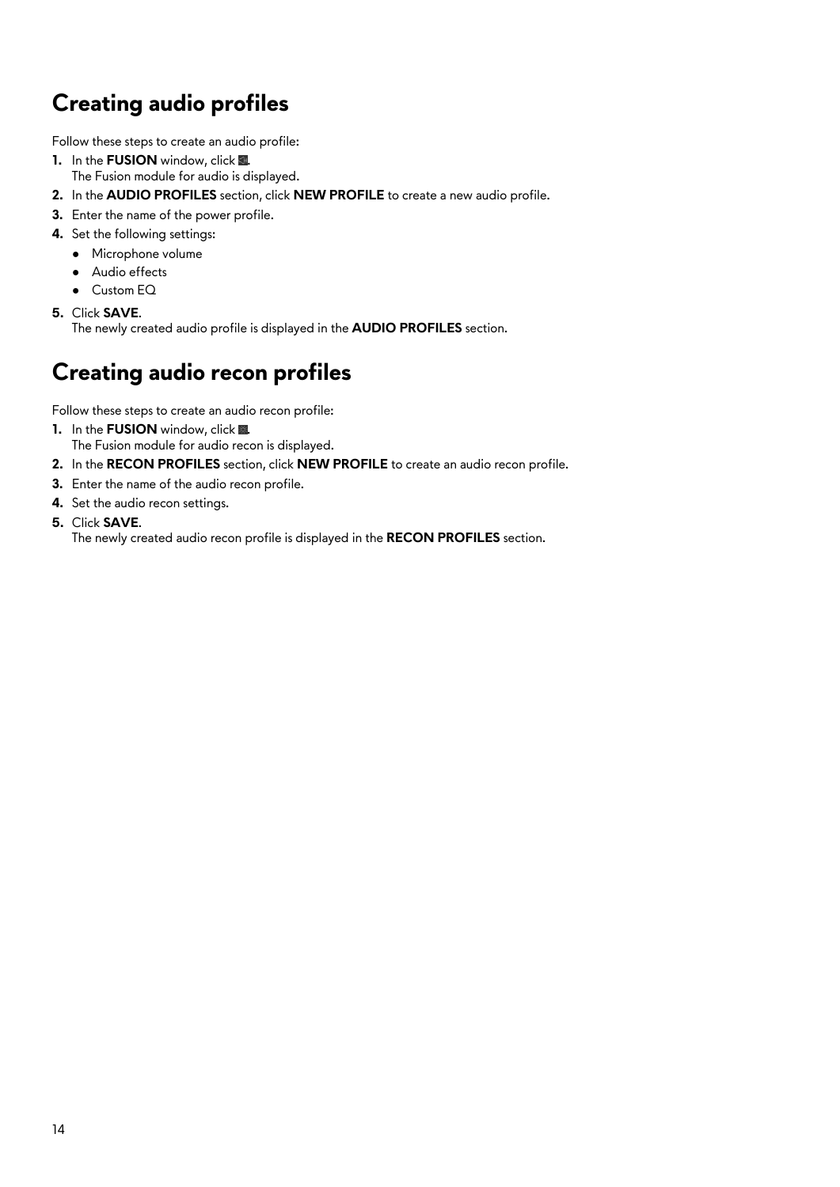# Creating audio profiles

Follow these steps to create an audio profile:

1. In the **FUSION** window, click .
   The Fusion module for audio is displayed.
2. In the **AUDIO PROFILES** section, click **NEW PROFILE** to create a new audio profile.
3. Enter the name of the power profile.
4. Set the following settings:
   - Microphone volume
   - Audio effects
   - Custom EQ
5. Click **SAVE**.
   The newly created audio profile is displayed in the **AUDIO PROFILES** section.

# Creating audio recon profiles

Follow these steps to create an audio recon profile:

1. In the **FUSION** window, click .
   The Fusion module for audio recon is displayed.
2. In the **RECON PROFILES** section, click **NEW PROFILE** to create an audio recon profile.
3. Enter the name of the audio recon profile.
4. Set the audio recon settings.
5. Click **SAVE**.
   The newly created audio recon profile is displayed in the **RECON PROFILES** section.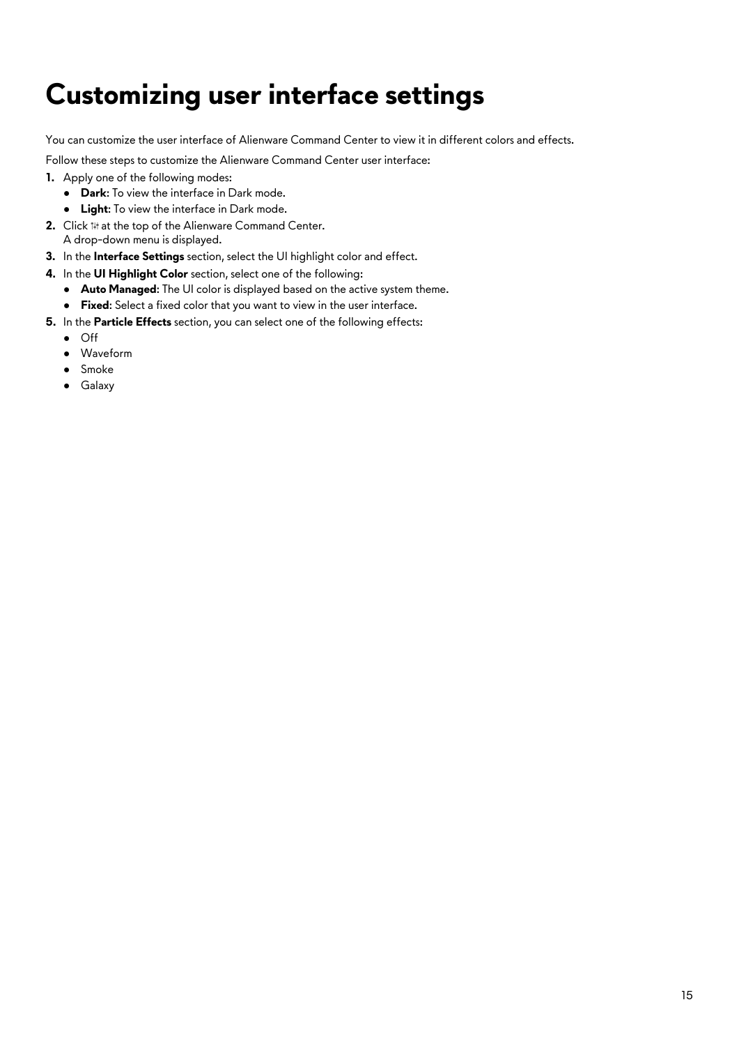# Customizing user interface settings

You can customize the user interface of Alienware Command Center to view it in different colors and effects.

Follow these steps to customize the Alienware Command Center user interface:

1. Apply one of the following modes:
   - **Dark**: To view the interface in Dark mode.
   - **Light**: To view the interface in Dark mode.
2. Click at the top of the Alienware Command Center.
   A drop-down menu is displayed.
3. In the **Interface Settings** section, select the UI highlight color and effect.
4. In the **UI Highlight Color** section, select one of the following:
   - **Auto Managed**: The UI color is displayed based on the active system theme.
   - **Fixed**: Select a fixed color that you want to view in the user interface.
5. In the **Particle Effects** section, you can select one of the following effects:
   - Off
   - Waveform
   - Smoke
   - Galaxy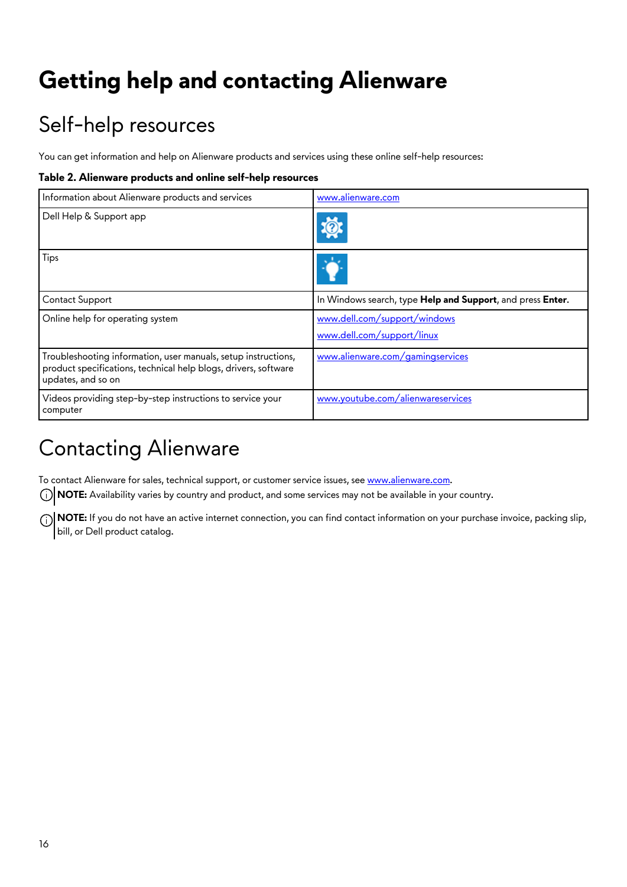# Getting help and contacting Alienware

## Self-help resources

You can get information and help on Alienware products and services using these online self-help resources:

**Table 2. Alienware products and online self-help resources**

| | |
|---|---|
| Information about Alienware products and services | www.alienware.com |
| Dell Help & Support app | |
| Tips | |
| Contact Support | In Windows search, type **Help and Support**, and press **Enter**. |
| Online help for operating system | www.dell.com/support/windows<br>www.dell.com/support/linux |
| Troubleshooting information, user manuals, setup instructions, product specifications, technical help blogs, drivers, software updates, and so on | www.alienware.com/gamingservices |
| Videos providing step-by-step instructions to service your computer | www.youtube.com/alienwareservices |

## Contacting Alienware

To contact Alienware for sales, technical support, or customer service issues, see www.alienware.com.

**NOTE:** Availability varies by country and product, and some services may not be available in your country.

**NOTE:** If you do not have an active internet connection, you can find contact information on your purchase invoice, packing slip, bill, or Dell product catalog.